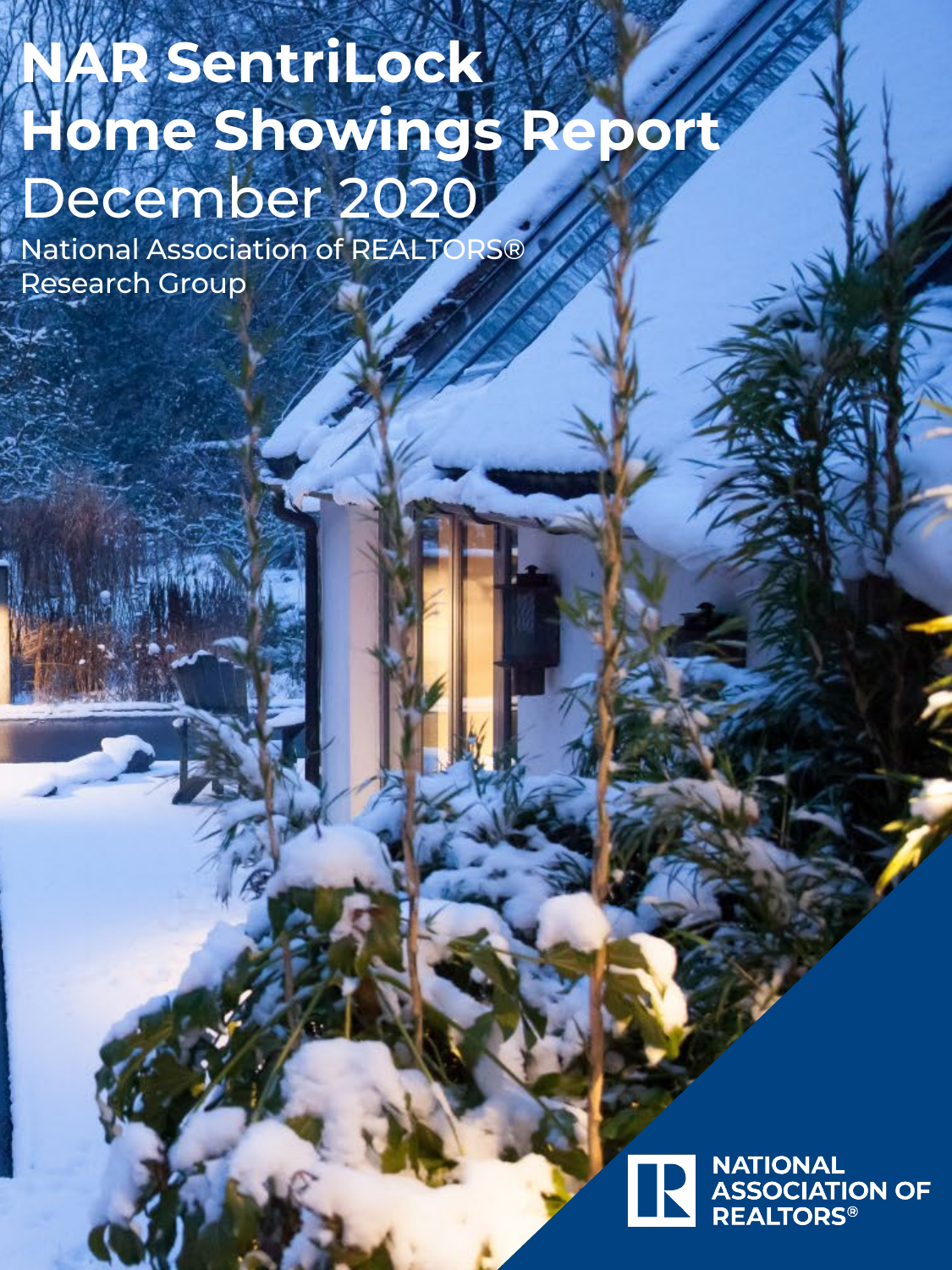# NAR SentriLock Home Showings Report

## December 2020

National Association of REALTORS® Research Group

NATIONAL ASSOCIATION OF REALTORS®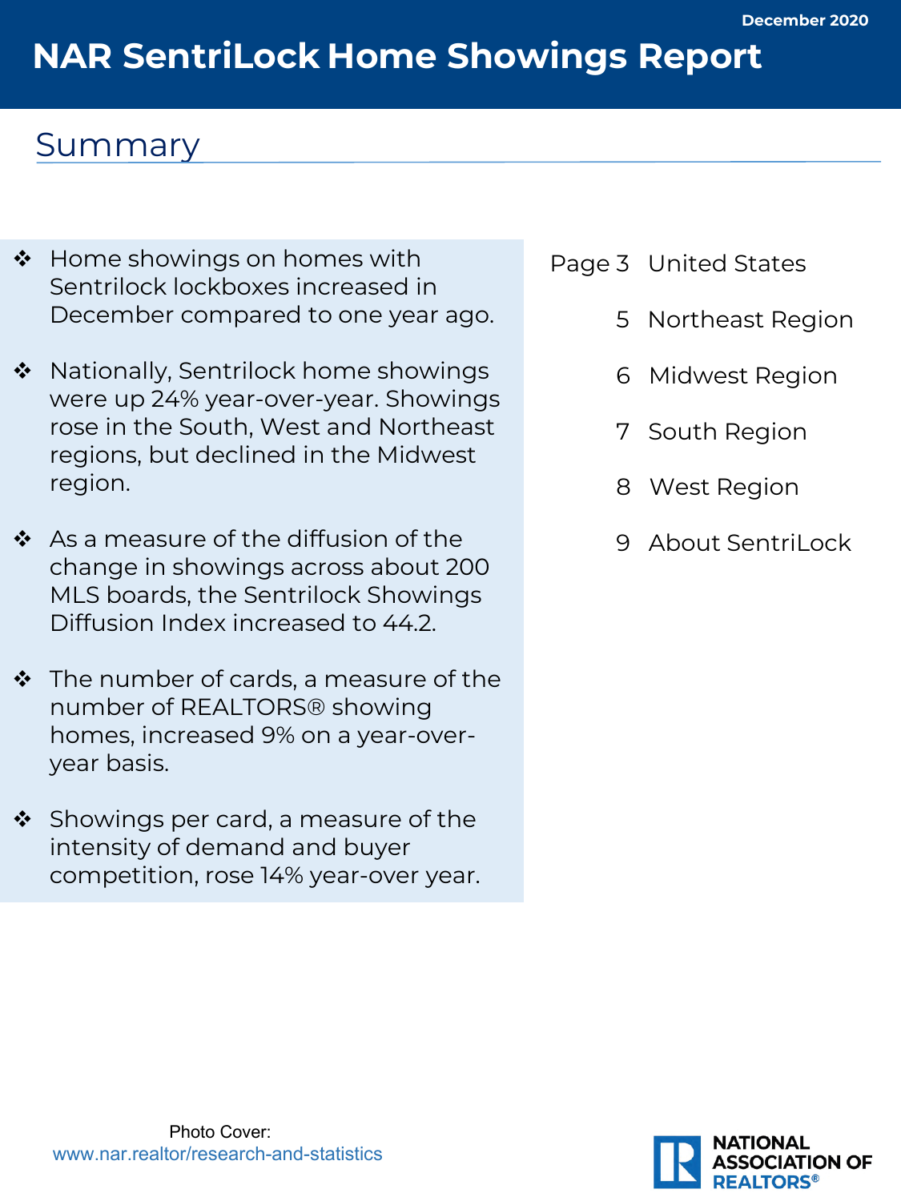December 2020

# NAR SentriLock Home Showings Report

## Summary

- Home showings on homes with Sentrilock lockboxes increased in December compared to one year ago.
- Nationally, Sentrilock home showings were up 24% year-over-year. Showings rose in the South, West and Northeast regions, but declined in the Midwest region.
- As a measure of the diffusion of the change in showings across about 200 MLS boards, the Sentrilock Showings Diffusion Index increased to 44.2.
- The number of cards, a measure of the number of REALTORS® showing homes, increased 9% on a year-over-year basis.
- Showings per card, a measure of the intensity of demand and buyer competition, rose 14% year-over year.

| Page | |
|---|---|
| 3 | United States |
| 5 | Northeast Region |
| 6 | Midwest Region |
| 7 | South Region |
| 8 | West Region |
| 9 | About SentriLock |

Photo Cover:
www.nar.realtor/research-and-statistics

NATIONAL ASSOCIATION OF REALTORS®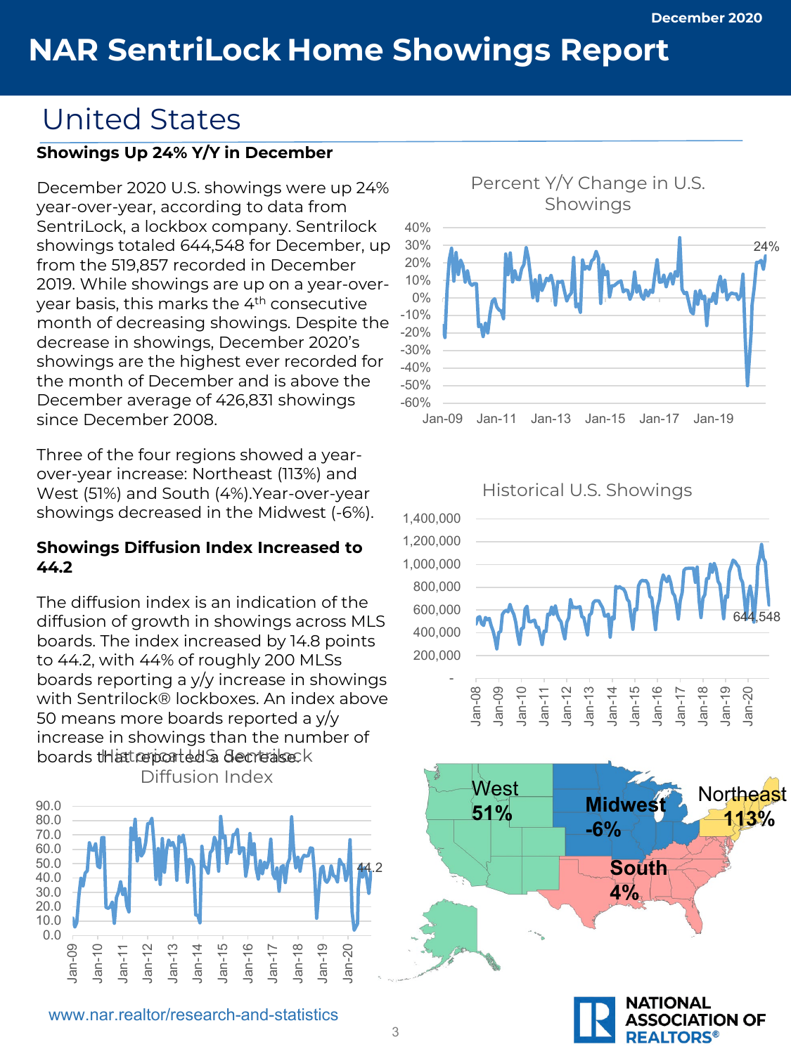# NAR SentriLock Home Showings Report

December 2020

## United States

### Showings Up 24% Y/Y in December

December 2020 U.S. showings were up 24% year-over-year, according to data from SentriLock, a lockbox company. Sentrilock showings totaled 644,548 for December, up from the 519,857 recorded in December 2019. While showings are up on a year-over-year basis, this marks the 4th consecutive month of decreasing showings. Despite the decrease in showings, December 2020's showings are the highest ever recorded for the month of December and is above the December average of 426,831 showings since December 2008.

Three of the four regions showed a year-over-year increase: Northeast (113%) and West (51%) and South (4%).Year-over-year showings decreased in the Midwest (-6%).

### Showings Diffusion Index Increased to 44.2

The diffusion index is an indication of the diffusion of growth in showings across MLS boards. The index increased by 14.8 points to 44.2, with 44% of roughly 200 MLSs boards reporting a y/y increase in showings with Sentrilock® lockboxes. An index above 50 means more boards reported a y/y increase in showings than the number of boards that reported a decrease.

Percent Y/Y Change in U.S. Showings

Historical U.S. Showings

Historical U.S. Sentrilock Diffusion Index

West 51% | Midwest -6% | Northeast 113% | South 4%

www.nar.realtor/research-and-statistics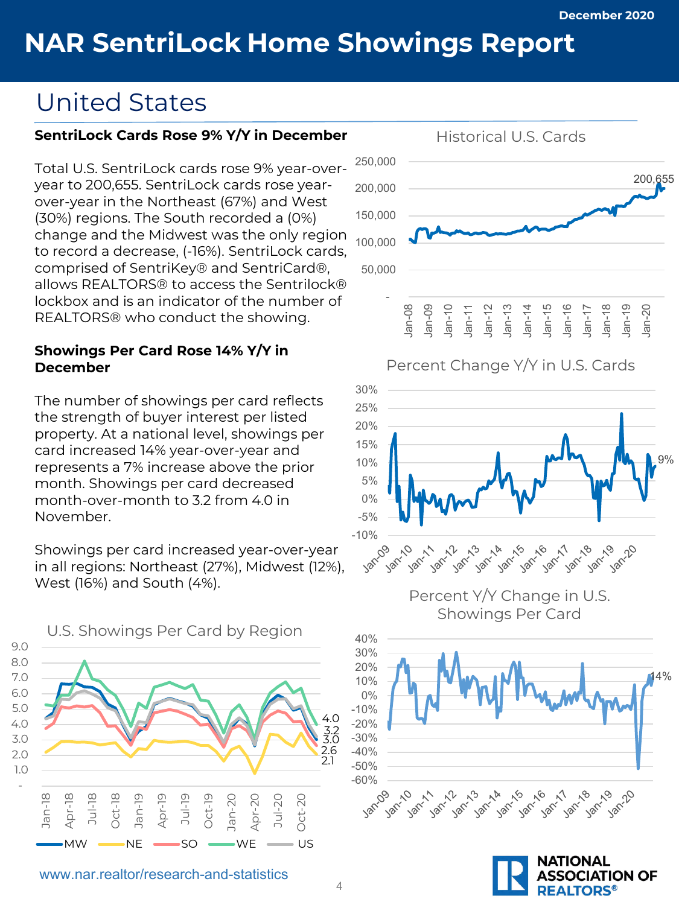December 2020

# NAR SentriLock Home Showings Report

## United States

### SentriLock Cards Rose 9% Y/Y in December

Total U.S. SentriLock cards rose 9% year-over-year to 200,655. SentriLock cards rose year-over-year in the Northeast (67%) and West (30%) regions. The South recorded a (0%) change and the Midwest was the only region to record a decrease, (-16%). SentriLock cards, comprised of SentriKey® and SentriCard®, allows REALTORS® to access the Sentrilock® lockbox and is an indicator of the number of REALTORS® who conduct the showing.

### Showings Per Card Rose 14% Y/Y in December

The number of showings per card reflects the strength of buyer interest per listed property. At a national level, showings per card increased 14% year-over-year and represents a 7% increase above the prior month. Showings per card decreased month-over-month to 3.2 from 4.0 in November.

Showings per card increased year-over-year in all regions: Northeast (27%), Midwest (12%), West (16%) and South (4%).

Historical U.S. Cards

Percent Change Y/Y in U.S. Cards

U.S. Showings Per Card by Region

Percent Y/Y Change in U.S. Showings Per Card

www.nar.realtor/research-and-statistics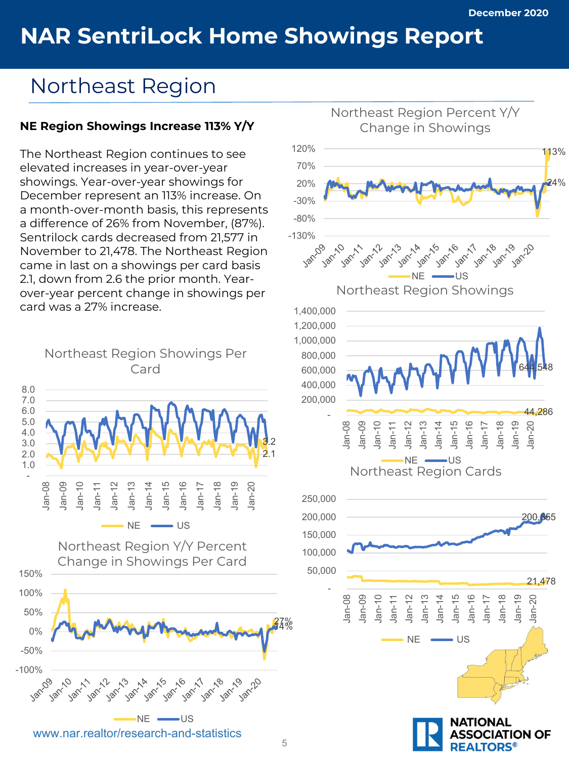December 2020

# NAR SentriLock Home Showings Report

## Northeast Region

**NE Region Showings Increase 113% Y/Y**

The Northeast Region continues to see elevated increases in year-over-year showings. Year-over-year showings for December represent an 113% increase. On a month-over-month basis, this represents a difference of 26% from November, (87%). Sentrilock cards decreased from 21,577 in November to 21,478. The Northeast Region came in last on a showings per card basis 2.1, down from 2.6 the prior month. Year-over-year percent change in showings per card was a 27% increase.

Northeast Region Percent Y/Y Change in Showings

Northeast Region Showings

Northeast Region Showings Per Card

Northeast Region Cards

Northeast Region Y/Y Percent Change in Showings Per Card

www.nar.realtor/research-and-statistics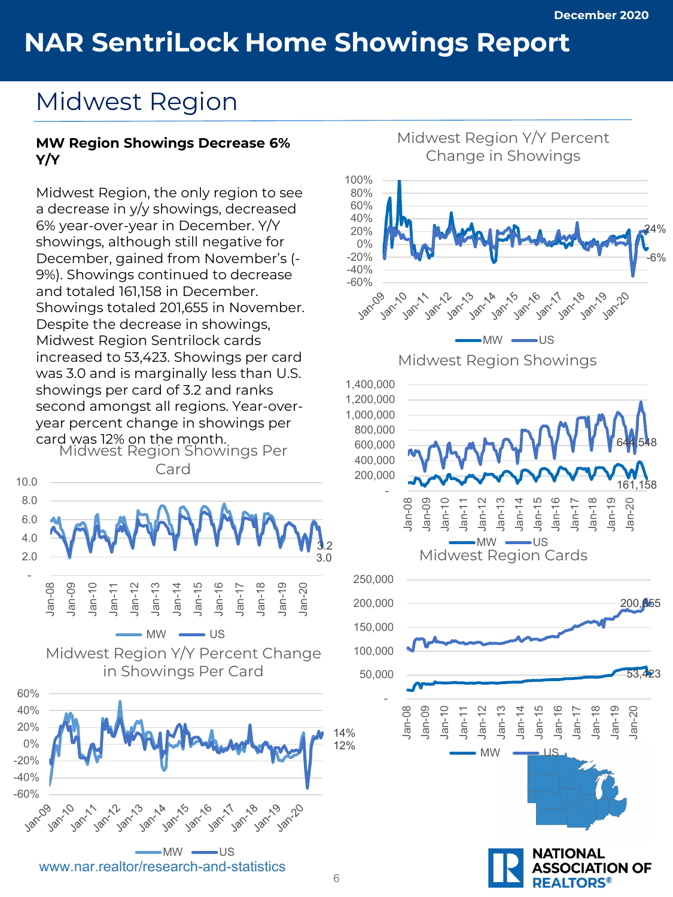December 2020

# NAR SentriLock Home Showings Report

## Midwest Region

**MW Region Showings Decrease 6% Y/Y**

Midwest Region, the only region to see a decrease in y/y showings, decreased 6% year-over-year in December. Y/Y showings, although still negative for December, gained from November's (-9%). Showings continued to decrease and totaled 161,158 in December. Showings totaled 201,655 in November. Despite the decrease in showings, Midwest Region Sentrilock cards increased to 53,423. Showings per card was 3.0 and is marginally less than U.S. showings per card of 3.2 and ranks second amongst all regions. Year-over-year percent change in showings per card was 12% on the month.

Midwest Region Y/Y Percent Change in Showings

Midwest Region Showings

Midwest Region Showings Per Card

Midwest Region Cards

Midwest Region Y/Y Percent Change in Showings Per Card

www.nar.realtor/research-and-statistics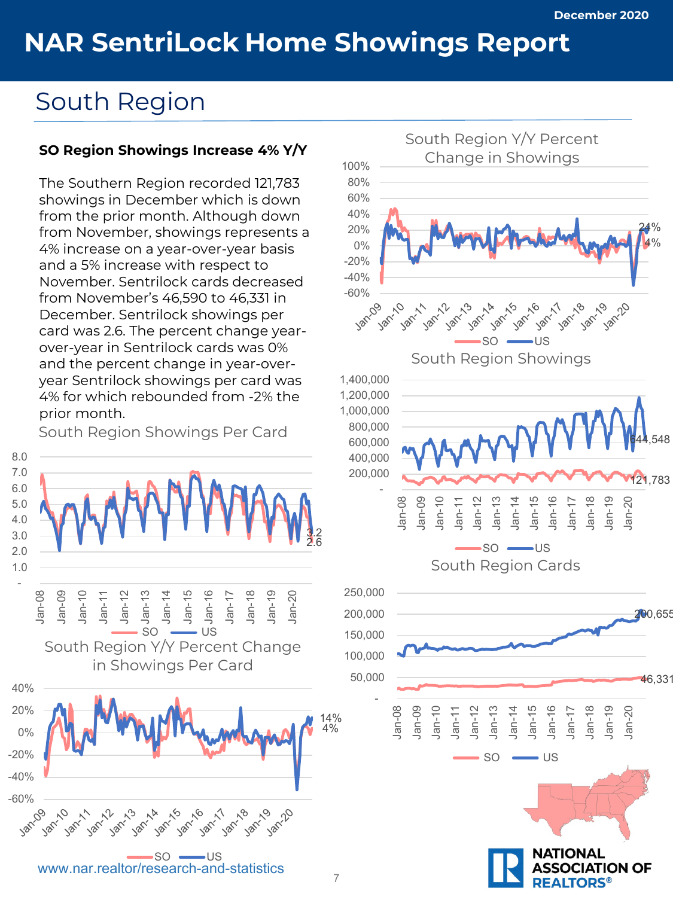December 2020

# NAR SentriLock Home Showings Report

## South Region

### SO Region Showings Increase 4% Y/Y

The Southern Region recorded 121,783 showings in December which is down from the prior month. Although down from November, showings represents a 4% increase on a year-over-year basis and a 5% increase with respect to November. Sentrilock cards decreased from November's 46,590 to 46,331 in December. Sentrilock showings per card was 2.6. The percent change year-over-year in Sentrilock cards was 0% and the percent change in year-over-year Sentrilock showings per card was 4% for which rebounded from -2% the prior month.

South Region Showings Per Card

South Region Y/Y Percent Change in Showings Per Card

South Region Y/Y Percent Change in Showings

South Region Showings

South Region Cards

www.nar.realtor/research-and-statistics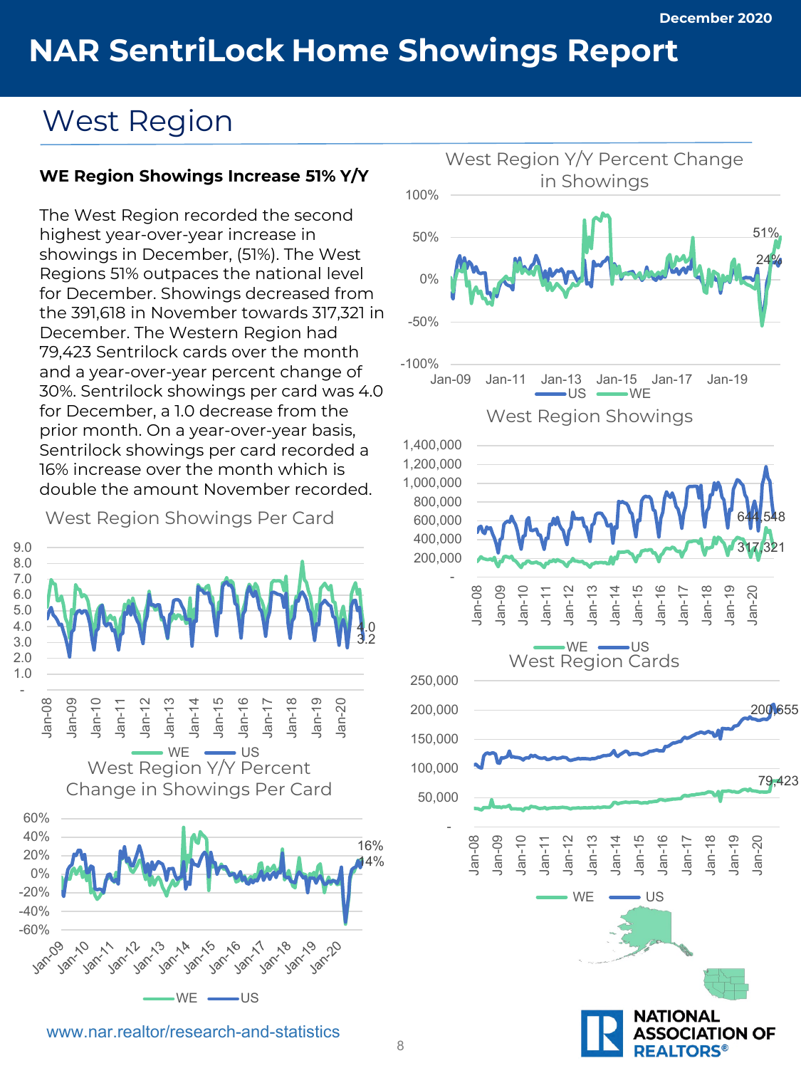December 2020

# NAR SentriLock Home Showings Report

## West Region

### WE Region Showings Increase 51% Y/Y

The West Region recorded the second highest year-over-year increase in showings in December, (51%). The West Regions 51% outpaces the national level for December. Showings decreased from the 391,618 in November towards 317,321 in December. The Western Region had 79,423 Sentrilock cards over the month and a year-over-year percent change of 30%. Sentrilock showings per card was 4.0 for December, a 1.0 decrease from the prior month. On a year-over-year basis, Sentrilock showings per card recorded a 16% increase over the month which is double the amount November recorded.

West Region Showings Per Card

West Region Y/Y Percent Change in Showings Per Card

West Region Y/Y Percent Change in Showings

West Region Showings

West Region Cards

www.nar.realtor/research-and-statistics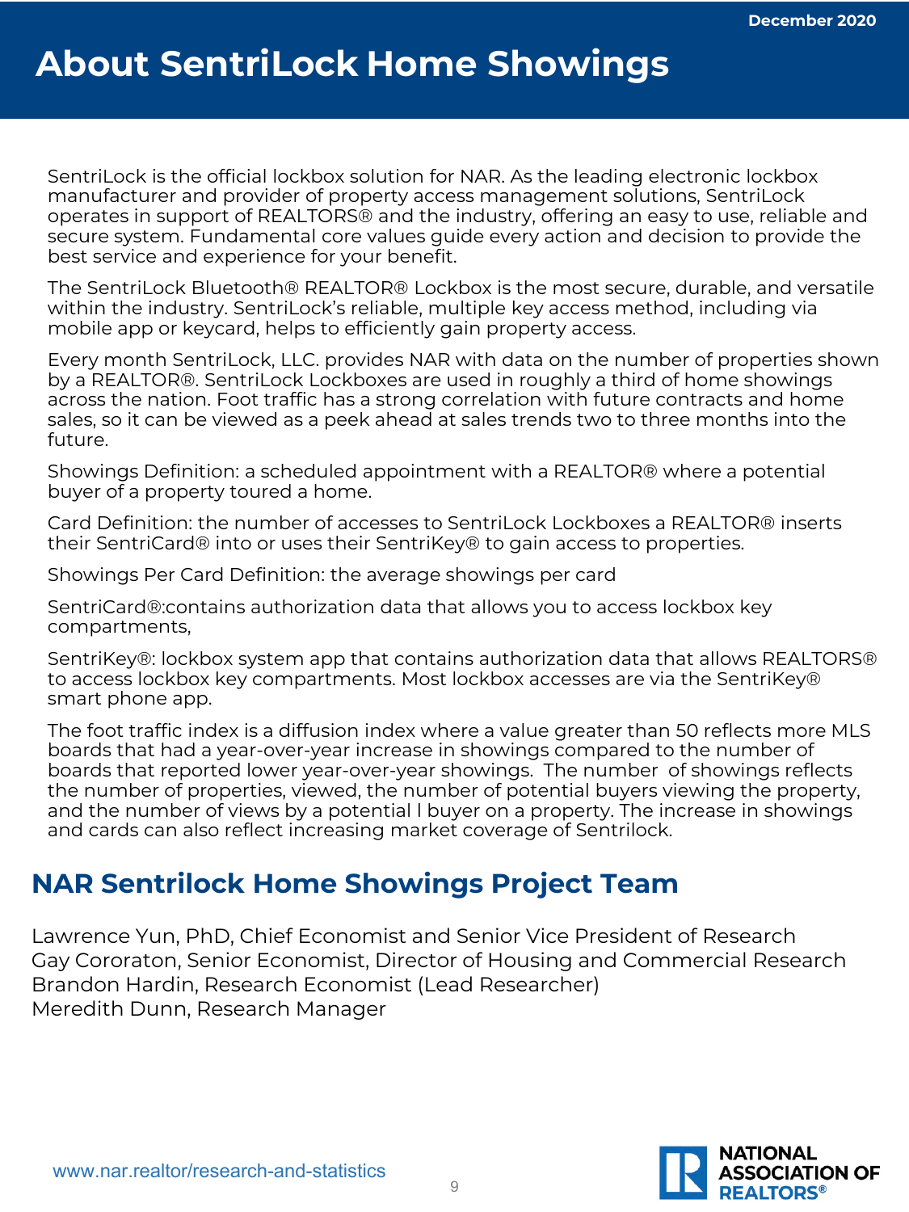# About SentriLock Home Showings

SentriLock is the official lockbox solution for NAR. As the leading electronic lockbox manufacturer and provider of property access management solutions, SentriLock operates in support of REALTORS® and the industry, offering an easy to use, reliable and secure system. Fundamental core values guide every action and decision to provide the best service and experience for your benefit.

The SentriLock Bluetooth® REALTOR® Lockbox is the most secure, durable, and versatile within the industry. SentriLock's reliable, multiple key access method, including via mobile app or keycard, helps to efficiently gain property access.

Every month SentriLock, LLC. provides NAR with data on the number of properties shown by a REALTOR®. SentriLock Lockboxes are used in roughly a third of home showings across the nation. Foot traffic has a strong correlation with future contracts and home sales, so it can be viewed as a peek ahead at sales trends two to three months into the future.

Showings Definition: a scheduled appointment with a REALTOR® where a potential buyer of a property toured a home.

Card Definition: the number of accesses to SentriLock Lockboxes a REALTOR® inserts their SentriCard® into or uses their SentriKey® to gain access to properties.

Showings Per Card Definition: the average showings per card

SentriCard®:contains authorization data that allows you to access lockbox key compartments,

SentriKey®: lockbox system app that contains authorization data that allows REALTORS® to access lockbox key compartments. Most lockbox accesses are via the SentriKey® smart phone app.

The foot traffic index is a diffusion index where a value greater than 50 reflects more MLS boards that had a year-over-year increase in showings compared to the number of boards that reported lower year-over-year showings. The number of showings reflects the number of properties, viewed, the number of potential buyers viewing the property, and the number of views by a potential l buyer on a property. The increase in showings and cards can also reflect increasing market coverage of Sentrilock.

## NAR Sentrilock Home Showings Project Team

Lawrence Yun, PhD, Chief Economist and Senior Vice President of Research
Gay Cororaton, Senior Economist, Director of Housing and Commercial Research
Brandon Hardin, Research Economist (Lead Researcher)
Meredith Dunn, Research Manager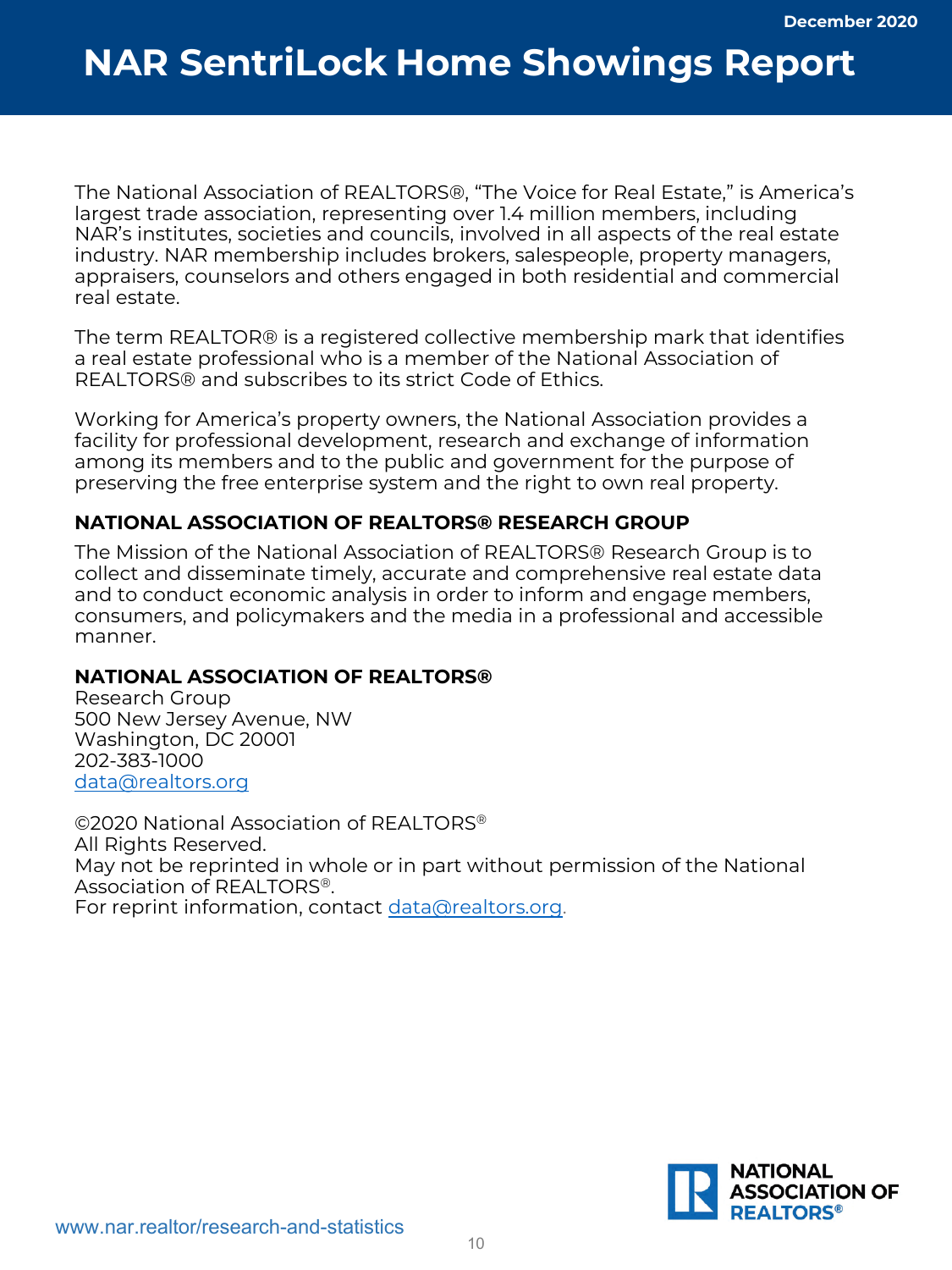# NAR SentriLock Home Showings Report

The National Association of REALTORS®, "The Voice for Real Estate," is America's largest trade association, representing over 1.4 million members, including NAR's institutes, societies and councils, involved in all aspects of the real estate industry. NAR membership includes brokers, salespeople, property managers, appraisers, counselors and others engaged in both residential and commercial real estate.

The term REALTOR® is a registered collective membership mark that identifies a real estate professional who is a member of the National Association of REALTORS® and subscribes to its strict Code of Ethics.

Working for America's property owners, the National Association provides a facility for professional development, research and exchange of information among its members and to the public and government for the purpose of preserving the free enterprise system and the right to own real property.

**NATIONAL ASSOCIATION OF REALTORS® RESEARCH GROUP**

The Mission of the National Association of REALTORS® Research Group is to collect and disseminate timely, accurate and comprehensive real estate data and to conduct economic analysis in order to inform and engage members, consumers, and policymakers and the media in a professional and accessible manner.

**NATIONAL ASSOCIATION OF REALTORS®**
Research Group
500 New Jersey Avenue, NW
Washington, DC 20001
202-383-1000
data@realtors.org

©2020 National Association of REALTORS®
All Rights Reserved.
May not be reprinted in whole or in part without permission of the National Association of REALTORS®.
For reprint information, contact data@realtors.org.

NATIONAL ASSOCIATION OF REALTORS®

www.nar.realtor/research-and-statistics